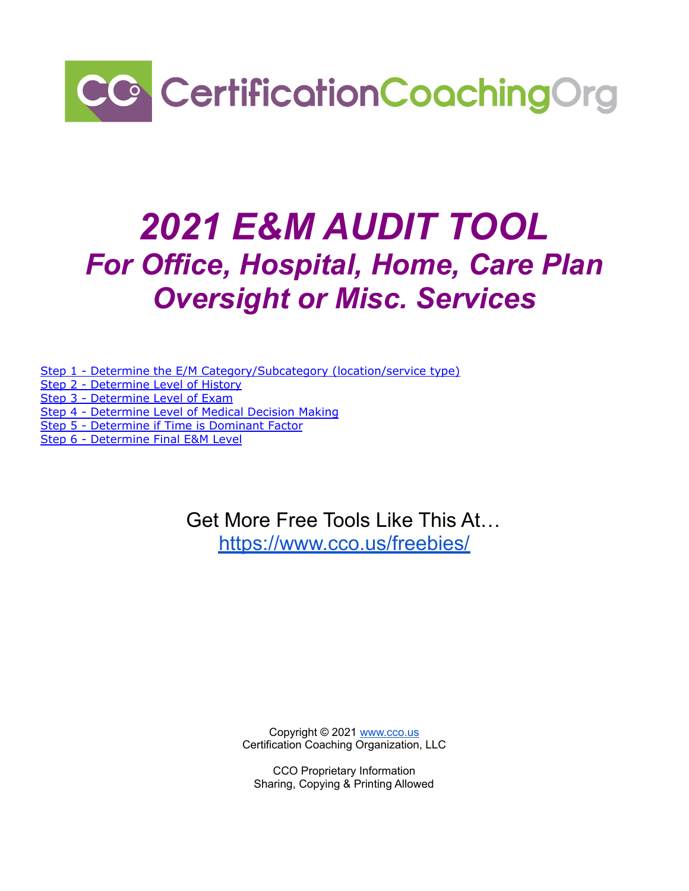CertificationCoachingOrg

# 2021 E&M AUDIT TOOL

## For Office, Hospital, Home, Care Plan Oversight or Misc. Services

[Step 1 - Determine the E/M Category/Subcategory (location/service type)]
[Step 2 - Determine Level of History]
[Step 3 - Determine Level of Exam]
[Step 4 - Determine Level of Medical Decision Making]
[Step 5 - Determine if Time is Dominant Factor]
[Step 6 - Determine Final E&M Level]

Get More Free Tools Like This At…
https://www.cco.us/freebies/

Copyright © 2021 www.cco.us
Certification Coaching Organization, LLC

CCO Proprietary Information
Sharing, Copying & Printing Allowed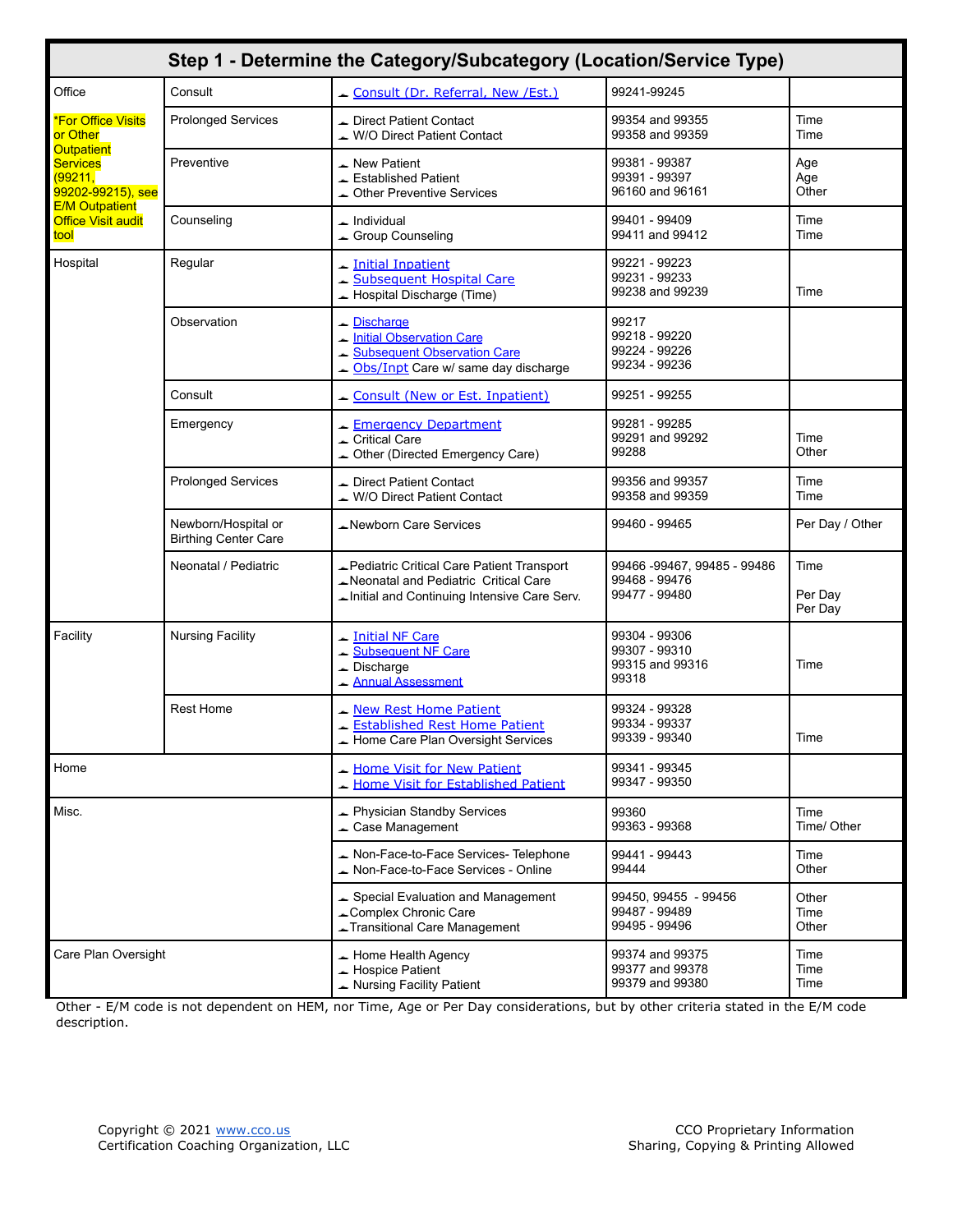## Step 1 - Determine the Category/Subcategory (Location/Service Type)

| | | | | |
|---|---|---|---|---|
| Office | Consult | Consult (Dr. Referral, New /Est.) | 99241-99245 | |
| *For Office Visits or Other Outpatient Services (99211, 99202-99215), see E/M Outpatient Office Visit audit tool | Prolonged Services | Direct Patient Contact<br>W/O Direct Patient Contact | 99354 and 99355<br>99358 and 99359 | Time<br>Time |
| | Preventive | New Patient<br>Established Patient<br>Other Preventive Services | 99381 - 99387<br>99391 - 99397<br>96160 and 96161 | Age<br>Age<br>Other |
| | Counseling | Individual<br>Group Counseling | 99401 - 99409<br>99411 and 99412 | Time<br>Time |
| Hospital | Regular | Initial Inpatient<br>Subsequent Hospital Care<br>Hospital Discharge (Time) | 99221 - 99223<br>99231 - 99233<br>99238 and 99239 | <br><br>Time |
| | Observation | Discharge<br>Initial Observation Care<br>Subsequent Observation Care<br>Obs/Inpt Care w/ same day discharge | 99217<br>99218 - 99220<br>99224 - 99226<br>99234 - 99236 | |
| | Consult | Consult (New or Est. Inpatient) | 99251 - 99255 | |
| | Emergency | Emergency Department<br>Critical Care<br>Other (Directed Emergency Care) | 99281 - 99285<br>99291 and 99292<br>99288 | <br>Time<br>Other |
| | Prolonged Services | Direct Patient Contact<br>W/O Direct Patient Contact | 99356 and 99357<br>99358 and 99359 | Time<br>Time |
| | Newborn/Hospital or Birthing Center Care | Newborn Care Services | 99460 - 99465 | Per Day / Other |
| | Neonatal / Pediatric | Pediatric Critical Care Patient Transport<br>Neonatal and Pediatric Critical Care<br>Initial and Continuing Intensive Care Serv. | 99466 -99467, 99485 - 99486<br>99468 - 99476<br>99477 - 99480 | Time<br>Per Day<br>Per Day |
| Facility | Nursing Facility | Initial NF Care<br>Subsequent NF Care<br>Discharge<br>Annual Assessment | 99304 - 99306<br>99307 - 99310<br>99315 and 99316<br>99318 | <br><br>Time<br> |
| | Rest Home | New Rest Home Patient<br>Established Rest Home Patient<br>Home Care Plan Oversight Services | 99324 - 99328<br>99334 - 99337<br>99339 - 99340 | <br><br>Time |
| Home | | Home Visit for New Patient<br>Home Visit for Established Patient | 99341 - 99345<br>99347 - 99350 | |
| Misc. | | Physician Standby Services<br>Case Management | 99360<br>99363 - 99368 | Time<br>Time/ Other |
| | | Non-Face-to-Face Services- Telephone<br>Non-Face-to-Face Services - Online | 99441 - 99443<br>99444 | Time<br>Other |
| | | Special Evaluation and Management<br>Complex Chronic Care<br>Transitional Care Management | 99450, 99455 - 99456<br>99487 - 99489<br>99495 - 99496 | Other<br>Time<br>Other |
| Care Plan Oversight | | Home Health Agency<br>Hospice Patient<br>Nursing Facility Patient | 99374 and 99375<br>99377 and 99378<br>99379 and 99380 | Time<br>Time<br>Time |

Other - E/M code is not dependent on HEM, nor Time, Age or Per Day considerations, but by other criteria stated in the E/M code description.

Copyright © 2021 www.cco.us
Certification Coaching Organization, LLC

CCO Proprietary Information
Sharing, Copying & Printing Allowed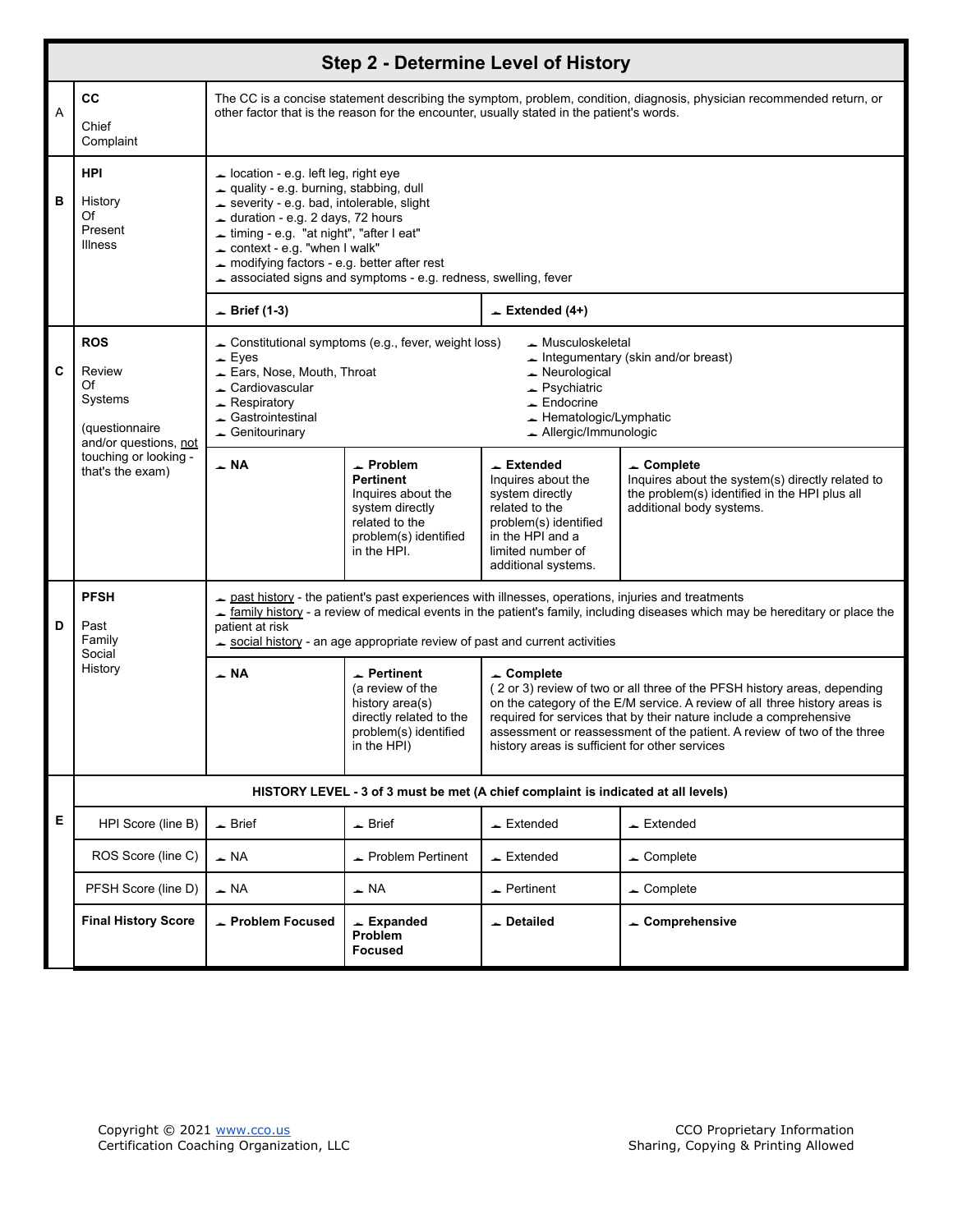## Step 2 - Determine Level of History

| | | | | | |
|---|---|---|---|---|---|
| A | **CC**<br><br>Chief Complaint | The CC is a concise statement describing the symptom, problem, condition, diagnosis, physician recommended return, or other factor that is the reason for the encounter, usually stated in the patient's words. | | | |
| B | **HPI**<br><br>History Of Present Illness | ☐ location - e.g. left leg, right eye<br>☐ quality - e.g. burning, stabbing, dull<br>☐ severity - e.g. bad, intolerable, slight<br>☐ duration - e.g. 2 days, 72 hours<br>☐ timing - e.g. "at night", "after I eat"<br>☐ context - e.g. "when I walk"<br>☐ modifying factors - e.g. better after rest<br>☐ associated signs and symptoms - e.g. redness, swelling, fever | | | |
| | | ☐ **Brief (1-3)** | | ☐ **Extended (4+)** | |
| C | **ROS**<br><br>Review Of Systems<br><br>(questionnaire and/or questions, not touching or looking - that's the exam) | ☐ Constitutional symptoms (e.g., fever, weight loss)<br>☐ Eyes<br>☐ Ears, Nose, Mouth, Throat<br>☐ Cardiovascular<br>☐ Respiratory<br>☐ Gastrointestinal<br>☐ Genitourinary | | ☐ Musculoskeletal<br>☐ Integumentary (skin and/or breast)<br>☐ Neurological<br>☐ Psychiatric<br>☐ Endocrine<br>☐ Hematologic/Lymphatic<br>☐ Allergic/Immunologic | |
| | | ☐ **NA** | ☐ **Problem Pertinent** Inquires about the system directly related to the problem(s) identified in the HPI. | ☐ **Extended** Inquires about the system directly related to the problem(s) identified in the HPI and a limited number of additional systems. | ☐ **Complete** Inquires about the system(s) directly related to the problem(s) identified in the HPI plus all additional body systems. |
| D | **PFSH**<br><br>Past Family Social History | ☐ past history - the patient's past experiences with illnesses, operations, injuries and treatments<br>☐ family history - a review of medical events in the patient's family, including diseases which may be hereditary or place the patient at risk<br>☐ social history - an age appropriate review of past and current activities | | | |
| | | ☐ **NA** | ☐ **Pertinent** (a review of the history area(s) directly related to the problem(s) identified in the HPI) | ☐ **Complete** ( 2 or 3) review of two or all three of the PFSH history areas, depending on the category of the E/M service. A review of all three history areas is required for services that by their nature include a comprehensive assessment or reassessment of the patient. A review of two of the three history areas is sufficient for other services | |
| E | **HISTORY LEVEL - 3 of 3 must be met (A chief complaint is indicated at all levels)** | | | | |
| | HPI Score (line B) | ☐ Brief | ☐ Brief | ☐ Extended | ☐ Extended |
| | ROS Score (line C) | ☐ NA | ☐ Problem Pertinent | ☐ Extended | ☐ Complete |
| | PFSH Score (line D) | ☐ NA | ☐ NA | ☐ Pertinent | ☐ Complete |
| | **Final History Score** | ☐ **Problem Focused** | ☐ **Expanded Problem Focused** | ☐ **Detailed** | ☐ **Comprehensive** |

Copyright © 2021 www.cco.us
Certification Coaching Organization, LLC

CCO Proprietary Information
Sharing, Copying & Printing Allowed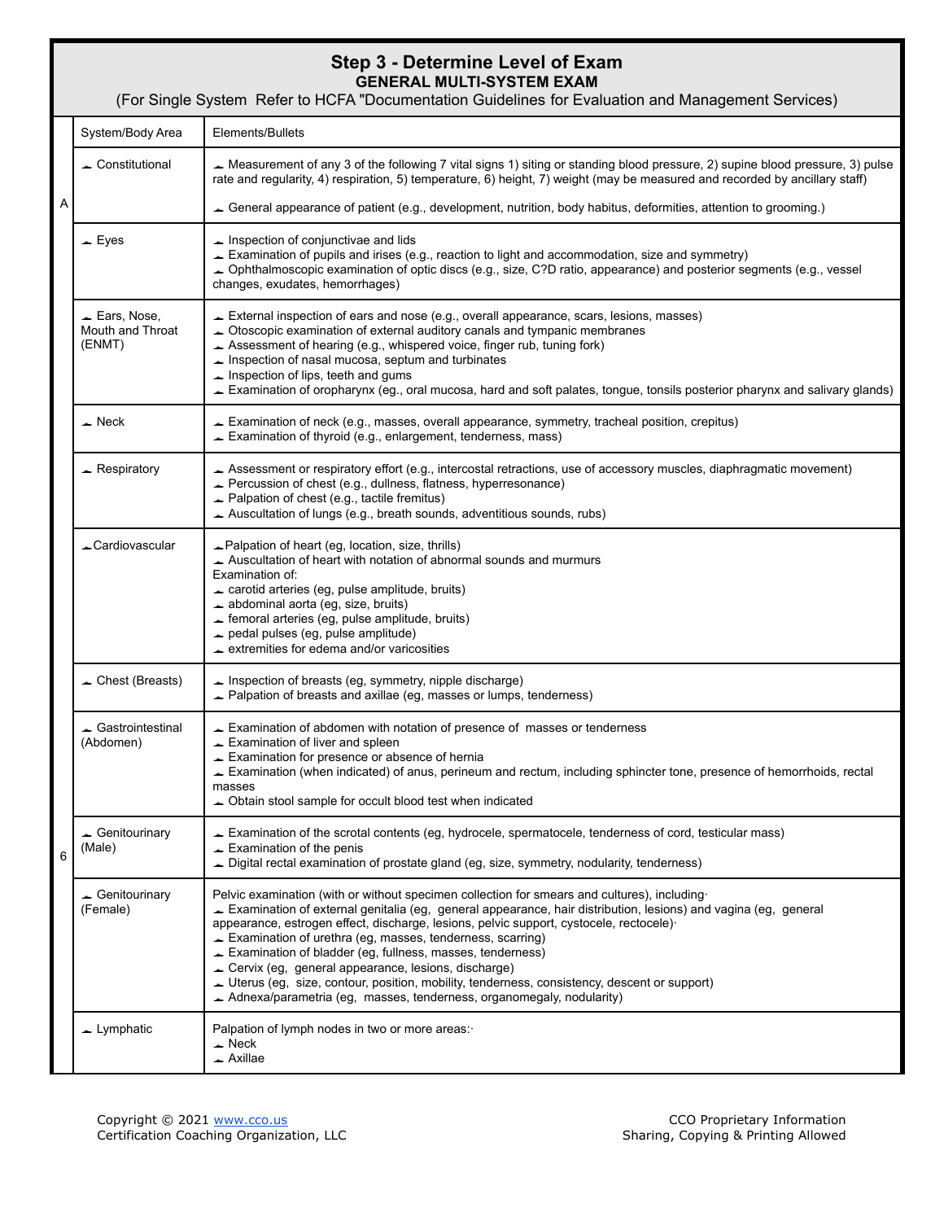## Step 3 - Determine Level of Exam

### GENERAL MULTI-SYSTEM EXAM

(For Single System Refer to HCFA "Documentation Guidelines for Evaluation and Management Services)

| | System/Body Area | Elements/Bullets |
|---|---|---|
| A | Constitutional | Measurement of any 3 of the following 7 vital signs 1) siting or standing blood pressure, 2) supine blood pressure, 3) pulse rate and regularity, 4) respiration, 5) temperature, 6) height, 7) weight (may be measured and recorded by ancillary staff)<br>General appearance of patient (e.g., development, nutrition, body habitus, deformities, attention to grooming.) |
| | Eyes | Inspection of conjunctivae and lids<br>Examination of pupils and irises (e.g., reaction to light and accommodation, size and symmetry)<br>Ophthalmoscopic examination of optic discs (e.g., size, C?D ratio, appearance) and posterior segments (e.g., vessel changes, exudates, hemorrhages) |
| | Ears, Nose, Mouth and Throat (ENMT) | External inspection of ears and nose (e.g., overall appearance, scars, lesions, masses)<br>Otoscopic examination of external auditory canals and tympanic membranes<br>Assessment of hearing (e.g., whispered voice, finger rub, tuning fork)<br>Inspection of nasal mucosa, septum and turbinates<br>Inspection of lips, teeth and gums<br>Examination of oropharynx (eg., oral mucosa, hard and soft palates, tongue, tonsils posterior pharynx and salivary glands) |
| | Neck | Examination of neck (e.g., masses, overall appearance, symmetry, tracheal position, crepitus)<br>Examination of thyroid (e.g., enlargement, tenderness, mass) |
| | Respiratory | Assessment or respiratory effort (e.g., intercostal retractions, use of accessory muscles, diaphragmatic movement)<br>Percussion of chest (e.g., dullness, flatness, hyperresonance)<br>Palpation of chest (e.g., tactile fremitus)<br>Auscultation of lungs (e.g., breath sounds, adventitious sounds, rubs) |
| | Cardiovascular | Palpation of heart (eg, location, size, thrills)<br>Auscultation of heart with notation of abnormal sounds and murmurs<br>Examination of:<br>carotid arteries (eg, pulse amplitude, bruits)<br>abdominal aorta (eg, size, bruits)<br>femoral arteries (eg, pulse amplitude, bruits)<br>pedal pulses (eg, pulse amplitude)<br>extremities for edema and/or varicosities |
| | Chest (Breasts) | Inspection of breasts (eg, symmetry, nipple discharge)<br>Palpation of breasts and axillae (eg, masses or lumps, tenderness) |
| | Gastrointestinal (Abdomen) | Examination of abdomen with notation of presence of masses or tenderness<br>Examination of liver and spleen<br>Examination for presence or absence of hernia<br>Examination (when indicated) of anus, perineum and rectum, including sphincter tone, presence of hemorrhoids, rectal masses<br>Obtain stool sample for occult blood test when indicated |
| 6 | Genitourinary (Male) | Examination of the scrotal contents (eg, hydrocele, spermatocele, tenderness of cord, testicular mass)<br>Examination of the penis<br>Digital rectal examination of prostate gland (eg, size, symmetry, nodularity, tenderness) |
| | Genitourinary (Female) | Pelvic examination (with or without specimen collection for smears and cultures), including·<br>Examination of external genitalia (eg, general appearance, hair distribution, lesions) and vagina (eg, general appearance, estrogen effect, discharge, lesions, pelvic support, cystocele, rectocele)·<br>Examination of urethra (eg, masses, tenderness, scarring)<br>Examination of bladder (eg, fullness, masses, tenderness)<br>Cervix (eg, general appearance, lesions, discharge)<br>Uterus (eg, size, contour, position, mobility, tenderness, consistency, descent or support)<br>Adnexa/parametria (eg, masses, tenderness, organomegaly, nodularity) |
| | Lymphatic | Palpation of lymph nodes in two or more areas:·<br>Neck<br>Axillae |

Copyright © 2021 www.cco.us
Certification Coaching Organization, LLC

CCO Proprietary Information
Sharing, Copying & Printing Allowed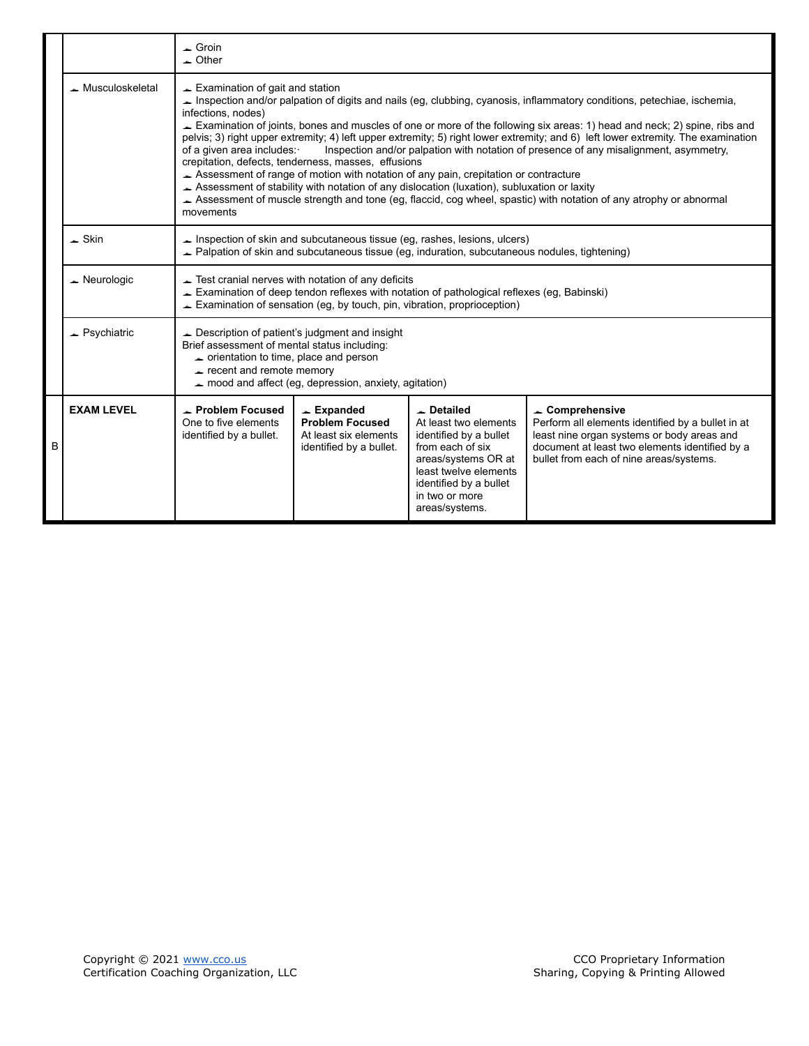| | | | | | |
|---|---|---|---|---|---|
| | | ☐ Groin<br>☐ Other | | | |
| | ☐ Musculoskeletal | ☐ Examination of gait and station<br>☐ Inspection and/or palpation of digits and nails (eg, clubbing, cyanosis, inflammatory conditions, petechiae, ischemia, infections, nodes)<br>☐ Examination of joints, bones and muscles of one or more of the following six areas: 1) head and neck; 2) spine, ribs and pelvis; 3) right upper extremity; 4) left upper extremity; 5) right lower extremity; and 6) left lower extremity. The examination of a given area includes:· Inspection and/or palpation with notation of presence of any misalignment, asymmetry, crepitation, defects, tenderness, masses, effusions<br>☐ Assessment of range of motion with notation of any pain, crepitation or contracture<br>☐ Assessment of stability with notation of any dislocation (luxation), subluxation or laxity<br>☐ Assessment of muscle strength and tone (eg, flaccid, cog wheel, spastic) with notation of any atrophy or abnormal movements | | | |
| | ☐ Skin | ☐ Inspection of skin and subcutaneous tissue (eg, rashes, lesions, ulcers)<br>☐ Palpation of skin and subcutaneous tissue (eg, induration, subcutaneous nodules, tightening) | | | |
| | ☐ Neurologic | ☐ Test cranial nerves with notation of any deficits<br>☐ Examination of deep tendon reflexes with notation of pathological reflexes (eg, Babinski)<br>☐ Examination of sensation (eg, by touch, pin, vibration, proprioception) | | | |
| | ☐ Psychiatric | ☐ Description of patient's judgment and insight<br>Brief assessment of mental status including:<br>☐ orientation to time, place and person<br>☐ recent and remote memory<br>☐ mood and affect (eg, depression, anxiety, agitation) | | | |
| B | **EXAM LEVEL** | ☐ **Problem Focused**<br>One to five elements identified by a bullet. | ☐ **Expanded Problem Focused**<br>At least six elements identified by a bullet. | ☐ **Detailed**<br>At least two elements identified by a bullet from each of six areas/systems OR at least twelve elements identified by a bullet in two or more areas/systems. | ☐ **Comprehensive**<br>Perform all elements identified by a bullet in at least nine organ systems or body areas and document at least two elements identified by a bullet from each of nine areas/systems. |

Copyright © 2021 www.cco.us
Certification Coaching Organization, LLC

CCO Proprietary Information
Sharing, Copying & Printing Allowed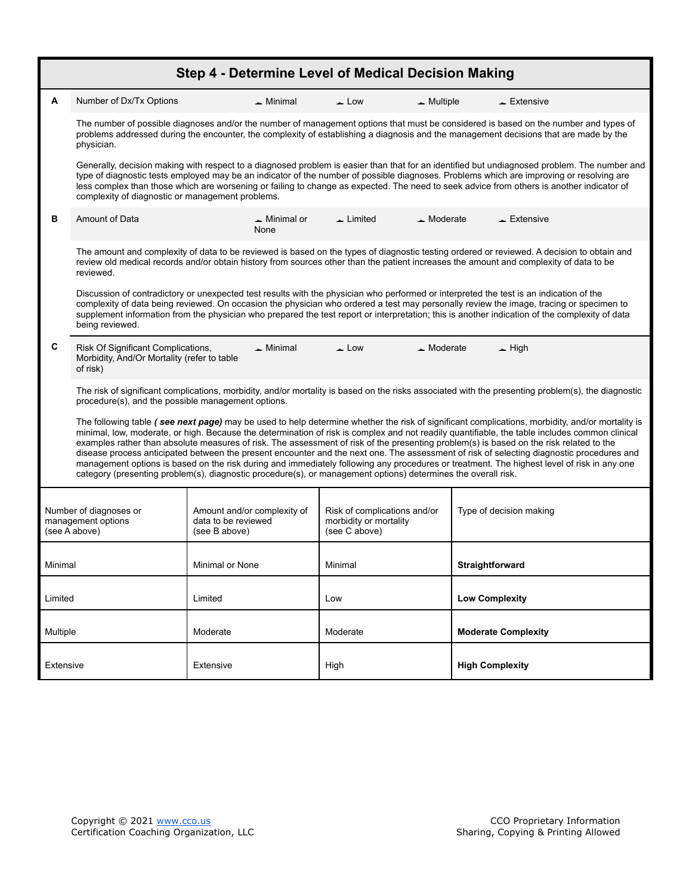# Step 4 - Determine Level of Medical Decision Making

**A** Number of Dx/Tx Options — ☐ Minimal ☐ Low ☐ Multiple ☐ Extensive

The number of possible diagnoses and/or the number of management options that must be considered is based on the number and types of problems addressed during the encounter, the complexity of establishing a diagnosis and the management decisions that are made by the physician.

Generally, decision making with respect to a diagnosed problem is easier than that for an identified but undiagnosed problem. The number and type of diagnostic tests employed may be an indicator of the number of possible diagnoses. Problems which are improving or resolving are less complex than those which are worsening or failing to change as expected. The need to seek advice from others is another indicator of complexity of diagnostic or management problems.

**B** Amount of Data — ☐ Minimal or None ☐ Limited ☐ Moderate ☐ Extensive

The amount and complexity of data to be reviewed is based on the types of diagnostic testing ordered or reviewed. A decision to obtain and review old medical records and/or obtain history from sources other than the patient increases the amount and complexity of data to be reviewed.

Discussion of contradictory or unexpected test results with the physician who performed or interpreted the test is an indication of the complexity of data being reviewed. On occasion the physician who ordered a test may personally review the image, tracing or specimen to supplement information from the physician who prepared the test report or interpretation; this is another indication of the complexity of data being reviewed.

**C** Risk Of Significant Complications, Morbidity, And/Or Mortality (refer to table of risk) — ☐ Minimal ☐ Low ☐ Moderate ☐ High

The risk of significant complications, morbidity, and/or mortality is based on the risks associated with the presenting problem(s), the diagnostic procedure(s), and the possible management options.

The following table ***( see next page)*** may be used to help determine whether the risk of significant complications, morbidity, and/or mortality is minimal, low, moderate, or high. Because the determination of risk is complex and not readily quantifiable, the table includes common clinical examples rather than absolute measures of risk. The assessment of risk of the presenting problem(s) is based on the risk related to the disease process anticipated between the present encounter and the next one. The assessment of risk of selecting diagnostic procedures and management options is based on the risk during and immediately following any procedures or treatment. The highest level of risk in any one category (presenting problem(s), diagnostic procedure(s), or management options) determines the overall risk.

| Number of diagnoses or management options (see A above) | Amount and/or complexity of data to be reviewed (see B above) | Risk of complications and/or morbidity or mortality (see C above) | Type of decision making |
| --- | --- | --- | --- |
| Minimal | Minimal or None | Minimal | **Straightforward** |
| Limited | Limited | Low | **Low Complexity** |
| Multiple | Moderate | Moderate | **Moderate Complexity** |
| Extensive | Extensive | High | **High Complexity** |

Copyright © 2021 www.cco.us
Certification Coaching Organization, LLC

CCO Proprietary Information
Sharing, Copying & Printing Allowed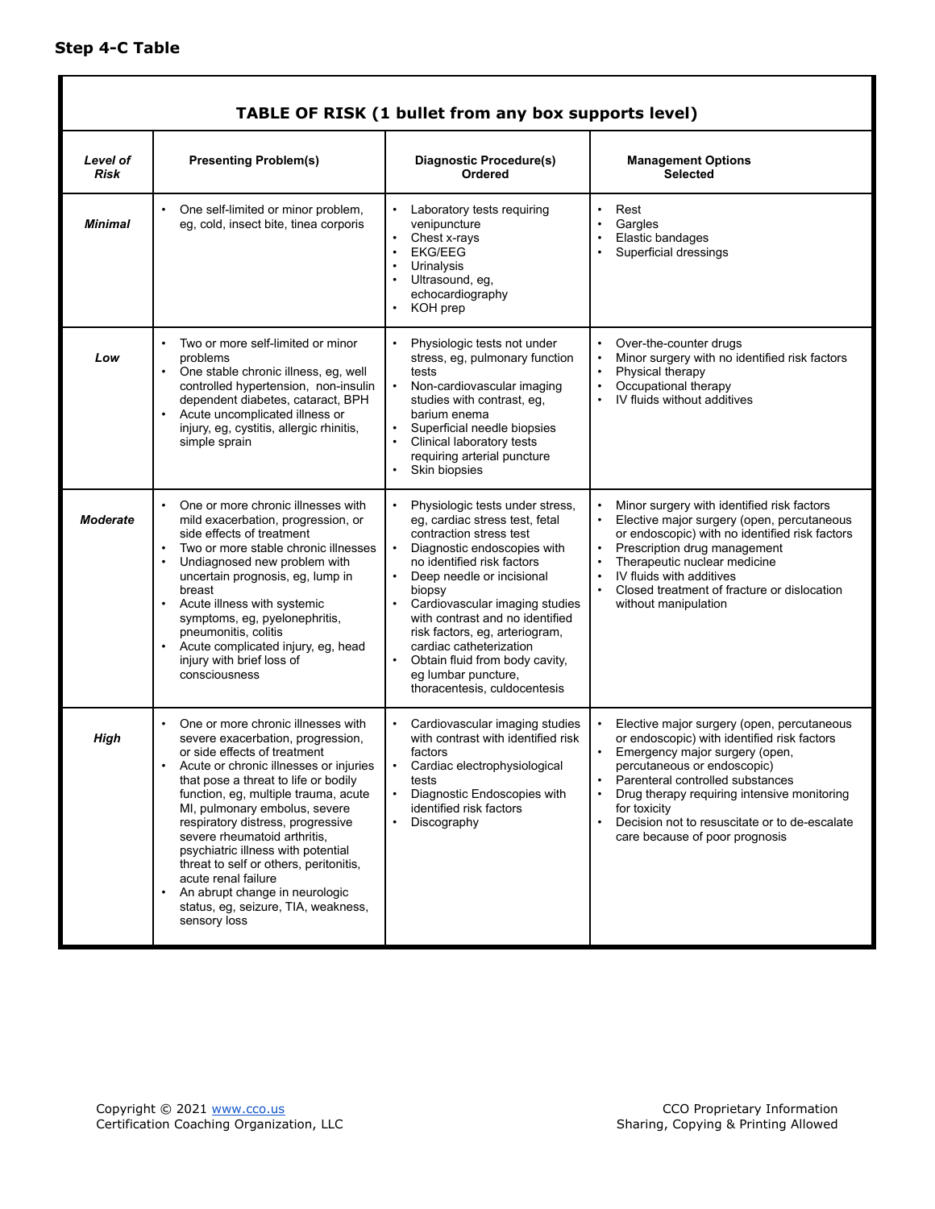**Step 4-C Table**

| TABLE OF RISK (1 bullet from any box supports level) | | | |
|---|---|---|---|
| ***Level of Risk*** | **Presenting Problem(s)** | **Diagnostic Procedure(s) Ordered** | **Management Options Selected** |
| ***Minimal*** | • One self-limited or minor problem, eg, cold, insect bite, tinea corporis | • Laboratory tests requiring venipuncture<br>• Chest x-rays<br>• EKG/EEG<br>• Urinalysis<br>• Ultrasound, eg, echocardiography<br>• KOH prep | • Rest<br>• Gargles<br>• Elastic bandages<br>• Superficial dressings |
| ***Low*** | • Two or more self-limited or minor problems<br>• One stable chronic illness, eg, well controlled hypertension, non-insulin dependent diabetes, cataract, BPH<br>• Acute uncomplicated illness or injury, eg, cystitis, allergic rhinitis, simple sprain | • Physiologic tests not under stress, eg, pulmonary function tests<br>• Non-cardiovascular imaging studies with contrast, eg, barium enema<br>• Superficial needle biopsies<br>• Clinical laboratory tests requiring arterial puncture<br>• Skin biopsies | • Over-the-counter drugs<br>• Minor surgery with no identified risk factors<br>• Physical therapy<br>• Occupational therapy<br>• IV fluids without additives |
| ***Moderate*** | • One or more chronic illnesses with mild exacerbation, progression, or side effects of treatment<br>• Two or more stable chronic illnesses<br>• Undiagnosed new problem with uncertain prognosis, eg, lump in breast<br>• Acute illness with systemic symptoms, eg, pyelonephritis, pneumonitis, colitis<br>• Acute complicated injury, eg, head injury with brief loss of consciousness | • Physiologic tests under stress, eg, cardiac stress test, fetal contraction stress test<br>• Diagnostic endoscopies with no identified risk factors<br>• Deep needle or incisional biopsy<br>• Cardiovascular imaging studies with contrast and no identified risk factors, eg, arteriogram, cardiac catheterization<br>• Obtain fluid from body cavity, eg lumbar puncture, thoracentesis, culdocentesis | • Minor surgery with identified risk factors<br>• Elective major surgery (open, percutaneous or endoscopic) with no identified risk factors<br>• Prescription drug management<br>• Therapeutic nuclear medicine<br>• IV fluids with additives<br>• Closed treatment of fracture or dislocation without manipulation |
| ***High*** | • One or more chronic illnesses with severe exacerbation, progression, or side effects of treatment<br>• Acute or chronic illnesses or injuries that pose a threat to life or bodily function, eg, multiple trauma, acute MI, pulmonary embolus, severe respiratory distress, progressive severe rheumatoid arthritis, psychiatric illness with potential threat to self or others, peritonitis, acute renal failure<br>• An abrupt change in neurologic status, eg, seizure, TIA, weakness, sensory loss | • Cardiovascular imaging studies with contrast with identified risk factors<br>• Cardiac electrophysiological tests<br>• Diagnostic Endoscopies with identified risk factors<br>• Discography | • Elective major surgery (open, percutaneous or endoscopic) with identified risk factors<br>• Emergency major surgery (open, percutaneous or endoscopic)<br>• Parenteral controlled substances<br>• Drug therapy requiring intensive monitoring for toxicity<br>• Decision not to resuscitate or to de-escalate care because of poor prognosis |

Copyright © 2021 www.cco.us
Certification Coaching Organization, LLC

CCO Proprietary Information
Sharing, Copying & Printing Allowed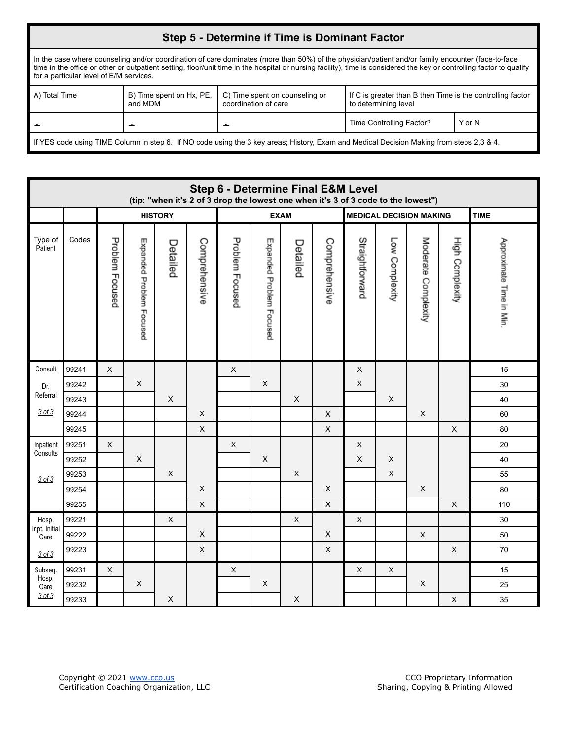## Step 5 - Determine if Time is Dominant Factor

In the case where counseling and/or coordination of care dominates (more than 50%) of the physician/patient and/or family encounter (face-to-face time in the office or other or outpatient setting, floor/unit time in the hospital or nursing facility), time is considered the key or controlling factor to qualify for a particular level of E/M services.

| A) Total Time | B) Time spent on Hx, PE, and MDM | C) Time spent on counseling or coordination of care | If C is greater than B then Time is the controlling factor to determining level | |
|---|---|---|---|---|
| | | | Time Controlling Factor? | Y or N |

If YES code using TIME Column in step 6. If NO code using the 3 key areas; History, Exam and Medical Decision Making from steps 2,3 & 4.

## Step 6 - Determine Final E&M Level

(tip: "when it's 2 of 3 drop the lowest one when it's 3 of 3 code to the lowest")

| | | HISTORY | | | | EXAM | | | | MEDICAL DECISION MAKING | | | | TIME |
|---|---|---|---|---|---|---|---|---|---|---|---|---|---|---|
| Type of Patient | Codes | Problem Focused | Expanded Problem Focused | Detailed | Comprehensive | Problem Focused | Expanded Problem Focused | Detailed | Comprehensive | Straightforward | Low Complexity | Moderate Complexity | High Complexity | Approximate Time in Min. |
| Consult Dr. Referral | 99241 | X | | | | X | | | | X | | | | 15 |
| | 99242 | | X | | | | X | | | X | | | | 30 |
| 3 of 3 | 99243 | | | X | | | | X | | | X | | | 40 |
| | 99244 | | | | X | | | | X | | | X | | 60 |
| | 99245 | | | | X | | | | X | | | | X | 80 |
| Inpatient Consults | 99251 | X | | | | X | | | | X | | | | 20 |
| | 99252 | | X | | | | X | | | X | X | | | 40 |
| 3 of 3 | 99253 | | | X | | | | X | | | X | | | 55 |
| | 99254 | | | | X | | | | X | | | X | | 80 |
| | 99255 | | | | X | | | | X | | | | X | 110 |
| Hosp. Inpt. Initial Care | 99221 | | | X | | | | X | | X | | | | 30 |
| | 99222 | | | | X | | | | X | | | X | | 50 |
| 3 of 3 | 99223 | | | | X | | | | X | | | | X | 70 |
| Subseq. Hosp. Care | 99231 | X | | | | X | | | | X | X | | | 15 |
| | 99232 | | X | | | | X | | | | | X | | 25 |
| 3 of 3 | 99233 | | | X | | | | X | | | | | X | 35 |

Copyright © 2021 www.cco.us
Certification Coaching Organization, LLC

CCO Proprietary Information
Sharing, Copying & Printing Allowed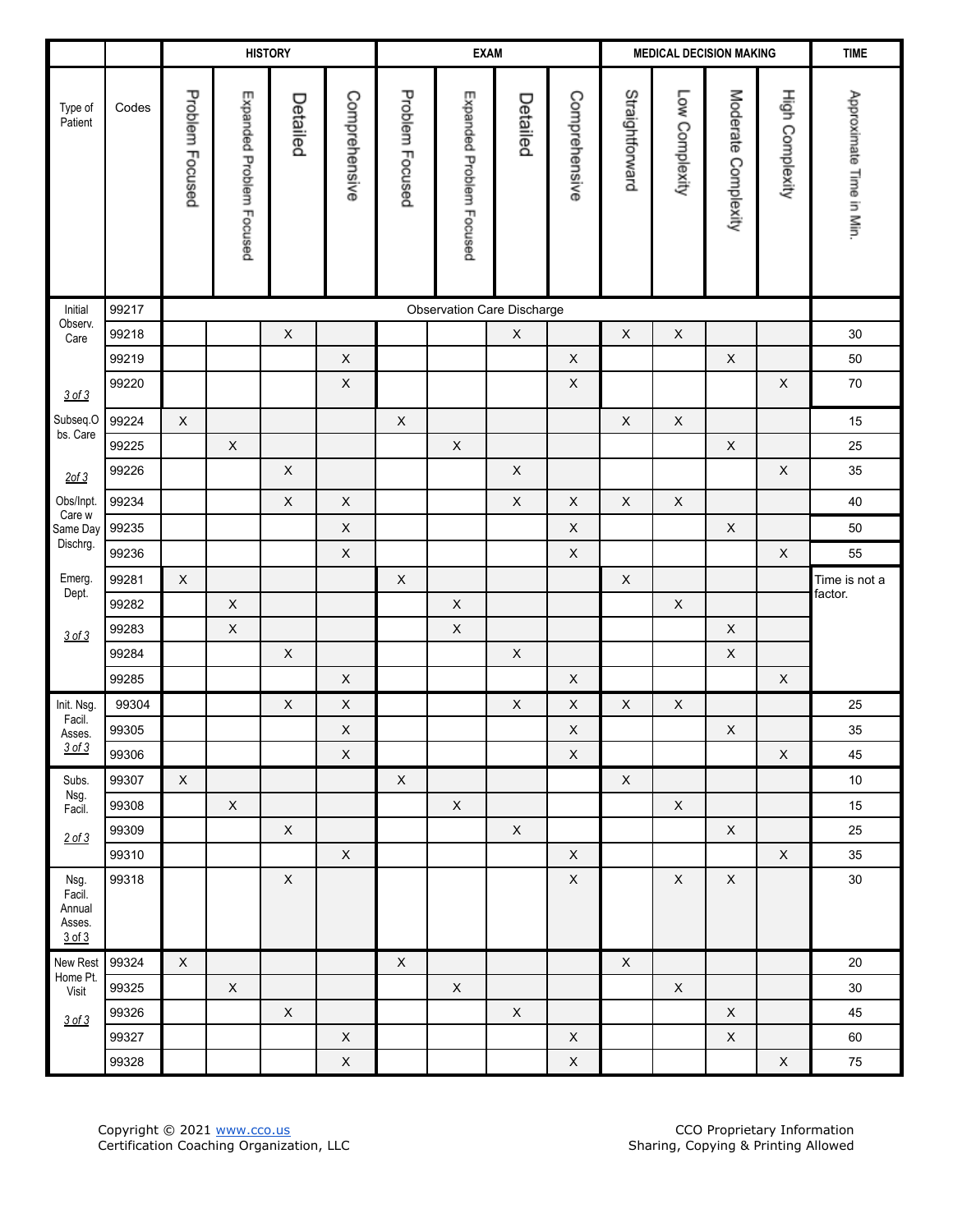| Type of Patient | Codes | HISTORY | | | | EXAM | | | | MEDICAL DECISION MAKING | | | | TIME |
|---|---|---|---|---|---|---|---|---|---|---|---|---|---|---|
| | | Problem Focused | Expanded Problem Focused | Detailed | Comprehensive | Problem Focused | Expanded Problem Focused | Detailed | Comprehensive | Straightforward | Low Complexity | Moderate Complexity | High Complexity | Approximate Time in Min. |
| Initial Observ. Care | 99217 | Observation Care Discharge | | | | | | | | | | | | |
| | 99218 | | | X | | | | X | | X | X | | | 30 |
| | 99219 | | | | X | | | | X | | | X | | 50 |
| 3 of 3 | 99220 | | | | X | | | | X | | | | X | 70 |
| Subseq.Obs. Care | 99224 | X | | | | X | | | | X | X | | | 15 |
| | 99225 | | X | | | | X | | | | | X | | 25 |
| 2of 3 | 99226 | | | X | | | | X | | | | | X | 35 |
| Obs/Inpt. Care w Same Day Dischrg. | 99234 | | | X | X | | | X | X | X | X | | | 40 |
| | 99235 | | | | X | | | | X | | | X | | 50 |
| | 99236 | | | | X | | | | X | | | | X | 55 |
| Emerg. Dept. | 99281 | X | | | | X | | | | X | | | | Time is not a factor. |
| | 99282 | | X | | | | X | | | | X | | | |
| 3 of 3 | 99283 | | X | | | | X | | | | | X | | |
| | 99284 | | | X | | | | X | | | | X | | |
| | 99285 | | | | X | | | | X | | | | X | |
| Init. Nsg. Facil. Asses. 3 of 3 | 99304 | | | X | X | | | X | X | X | X | | | 25 |
| | 99305 | | | | X | | | | X | | | X | | 35 |
| | 99306 | | | | X | | | | X | | | | X | 45 |
| Subs. Nsg. Facil. | 99307 | X | | | | X | | | | X | | | | 10 |
| | 99308 | | X | | | | X | | | | X | | | 15 |
| 2 of 3 | 99309 | | | X | | | | X | | | | X | | 25 |
| | 99310 | | | | X | | | | X | | | | X | 35 |
| Nsg. Facil. Annual Asses. 3 of 3 | 99318 | | | X | | | | | X | | X | X | | 30 |
| New Rest Home Pt. Visit | 99324 | X | | | | X | | | | X | | | | 20 |
| | 99325 | | X | | | | X | | | | X | | | 30 |
| 3 of 3 | 99326 | | | X | | | | X | | | | X | | 45 |
| | 99327 | | | | X | | | | X | | | X | | 60 |
| | 99328 | | | | X | | | | X | | | | X | 75 |

Copyright © 2021 www.cco.us
Certification Coaching Organization, LLC

CCO Proprietary Information
Sharing, Copying & Printing Allowed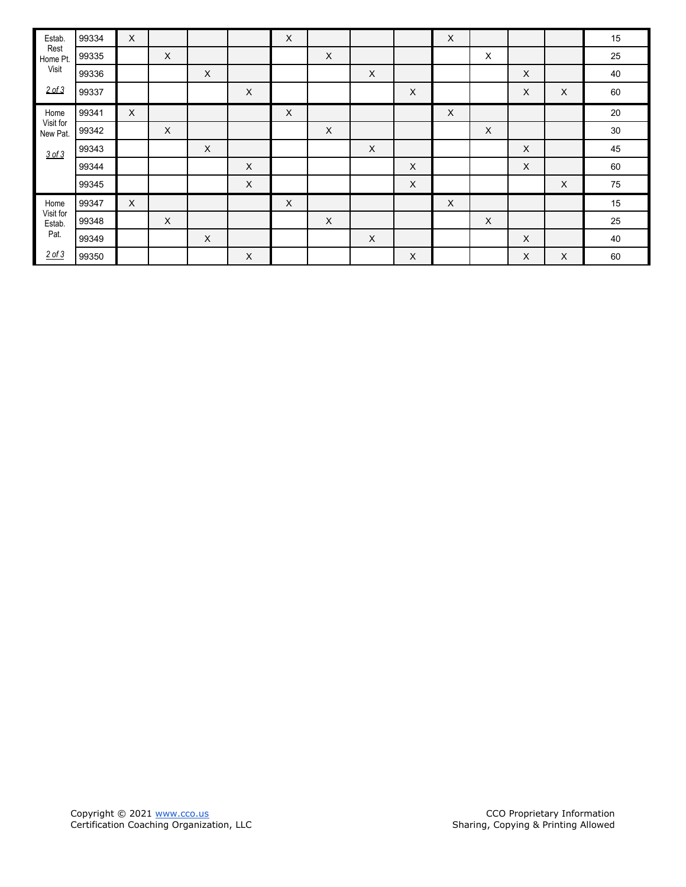| | | | | | | | | | | | | | | |
|---|---|---|---|---|---|---|---|---|---|---|---|---|---|---|
| Estab. Rest Home Pt. Visit *2 of 3* | 99334 | X | | | | X | | | | X | | | | 15 |
| | 99335 | | X | | | | X | | | | X | | | 25 |
| | 99336 | | | X | | | | X | | | | X | | 40 |
| | 99337 | | | | X | | | | X | | | X | X | 60 |
| Home Visit for New Pat. *3 of 3* | 99341 | X | | | | X | | | | X | | | | 20 |
| | 99342 | | X | | | | X | | | | X | | | 30 |
| | 99343 | | | X | | | | X | | | | X | | 45 |
| | 99344 | | | | X | | | | X | | | X | | 60 |
| | 99345 | | | | X | | | | X | | | | X | 75 |
| Home Visit for Estab. Pat. *2 of 3* | 99347 | X | | | | X | | | | X | | | | 15 |
| | 99348 | | X | | | | X | | | | X | | | 25 |
| | 99349 | | | X | | | | X | | | | X | | 40 |
| | 99350 | | | | X | | | | X | | | X | X | 60 |

Copyright © 2021 www.cco.us
Certification Coaching Organization, LLC

CCO Proprietary Information
Sharing, Copying & Printing Allowed